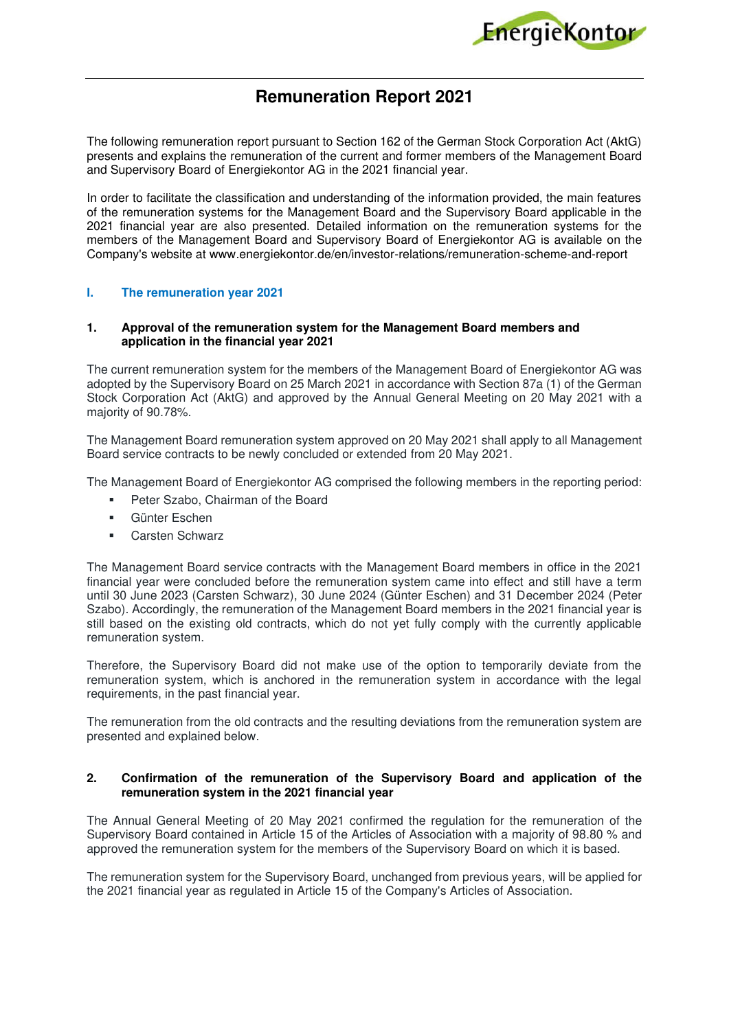# Remuneration Report 2021

The following remuneration report pursuant to Section 162 of the German Stock Corporation Act (AktG) presents and explains the remuneration of the current and former members of the Management Board and Supervisory Board of Energiekontor AG in the 2021 financial year.

In order to facilitate the classification and understanding of the information provided, the main features of the remuneration systems for the Management Board and the Supervisory Board applicable in the 2021 financial year are also presented. Detailed information on the remuneration systems for the members of the Management Board and Supervisory Board of Energiekontor AG is available on the Company's website at www.energiekontor.de/en/investor-relations/remuneration-scheme-and-report

## I. The remuneration year 2021

### 1. Approval of the remuneration system for the Management Board members and application in the financial year 2021

The current remuneration system for the members of the Management Board of Energiekontor AG was adopted by the Supervisory Board on 25 March 2021 in accordance with Section 87a (1) of the German Stock Corporation Act (AktG) and approved by the Annual General Meeting on 20 May 2021 with a majority of 90.78%.

The Management Board remuneration system approved on 20 May 2021 shall apply to all Management Board service contracts to be newly concluded or extended from 20 May 2021.

The Management Board of Energiekontor AG comprised the following members in the reporting period:

- Peter Szabo, Chairman of the Board
- Günter Eschen
- Carsten Schwarz

The Management Board service contracts with the Management Board members in office in the 2021 financial year were concluded before the remuneration system came into effect and still have a term until 30 June 2023 (Carsten Schwarz), 30 June 2024 (Günter Eschen) and 31 December 2024 (Peter Szabo). Accordingly, the remuneration of the Management Board members in the 2021 financial year is still based on the existing old contracts, which do not yet fully comply with the currently applicable remuneration system.

Therefore, the Supervisory Board did not make use of the option to temporarily deviate from the remuneration system, which is anchored in the remuneration system in accordance with the legal requirements, in the past financial year.

The remuneration from the old contracts and the resulting deviations from the remuneration system are presented and explained below.

### 2. Confirmation of the remuneration of the Supervisory Board and application of the remuneration system in the 2021 financial year

The Annual General Meeting of 20 May 2021 confirmed the regulation for the remuneration of the Supervisory Board contained in Article 15 of the Articles of Association with a majority of 98.80 % and approved the remuneration system for the members of the Supervisory Board on which it is based.

The remuneration system for the Supervisory Board, unchanged from previous years, will be applied for the 2021 financial year as regulated in Article 15 of the Company's Articles of Association.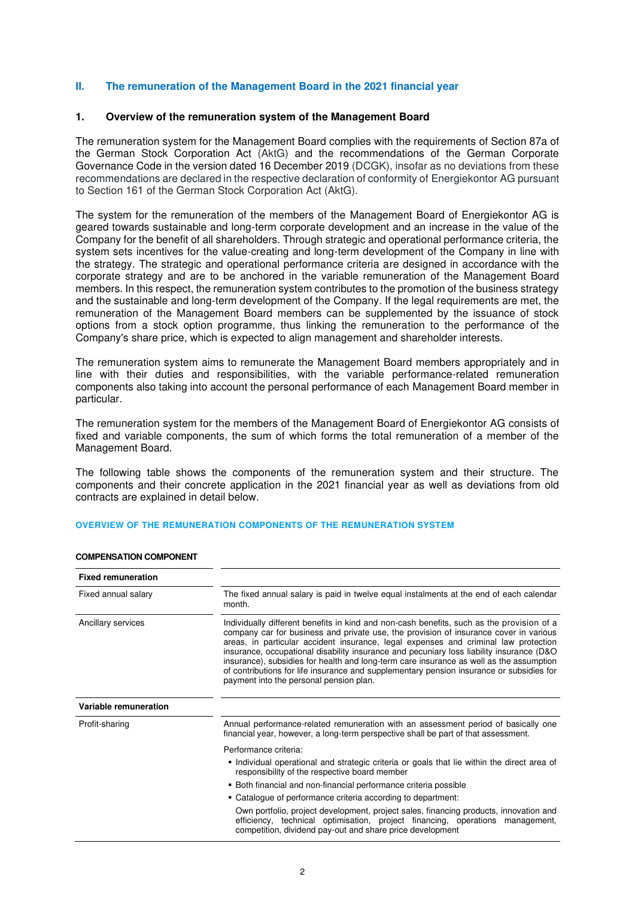## II. The remuneration of the Management Board in the 2021 financial year

### 1. Overview of the remuneration system of the Management Board

The remuneration system for the Management Board complies with the requirements of Section 87a of the German Stock Corporation Act (AktG) and the recommendations of the German Corporate Governance Code in the version dated 16 December 2019 (DCGK), insofar as no deviations from these recommendations are declared in the respective declaration of conformity of Energiekontor AG pursuant to Section 161 of the German Stock Corporation Act (AktG).

The system for the remuneration of the members of the Management Board of Energiekontor AG is geared towards sustainable and long-term corporate development and an increase in the value of the Company for the benefit of all shareholders. Through strategic and operational performance criteria, the system sets incentives for the value-creating and long-term development of the Company in line with the strategy. The strategic and operational performance criteria are designed in accordance with the corporate strategy and are to be anchored in the variable remuneration of the Management Board members. In this respect, the remuneration system contributes to the promotion of the business strategy and the sustainable and long-term development of the Company. If the legal requirements are met, the remuneration of the Management Board members can be supplemented by the issuance of stock options from a stock option programme, thus linking the remuneration to the performance of the Company's share price, which is expected to align management and shareholder interests.

The remuneration system aims to remunerate the Management Board members appropriately and in line with their duties and responsibilities, with the variable performance-related remuneration components also taking into account the personal performance of each Management Board member in particular.

The remuneration system for the members of the Management Board of Energiekontor AG consists of fixed and variable components, the sum of which forms the total remuneration of a member of the Management Board.

The following table shows the components of the remuneration system and their structure. The components and their concrete application in the 2021 financial year as well as deviations from old contracts are explained in detail below.

**OVERVIEW OF THE REMUNERATION COMPONENTS OF THE REMUNERATION SYSTEM**

| COMPENSATION COMPONENT | |
|---|---|
| **Fixed remuneration** | |
| Fixed annual salary | The fixed annual salary is paid in twelve equal instalments at the end of each calendar month. |
| Ancillary services | Individually different benefits in kind and non-cash benefits, such as the provision of a company car for business and private use, the provision of insurance cover in various areas, in particular accident insurance, legal expenses and criminal law protection insurance, occupational disability insurance and pecuniary loss liability insurance (D&O insurance), subsidies for health and long-term care insurance as well as the assumption of contributions for life insurance and supplementary pension insurance or subsidies for payment into the personal pension plan. |
| **Variable remuneration** | |
| Profit-sharing | Annual performance-related remuneration with an assessment period of basically one financial year, however, a long-term perspective shall be part of that assessment.<br><br>Performance criteria:<br>▪ Individual operational and strategic criteria or goals that lie within the direct area of responsibility of the respective board member<br>▪ Both financial and non-financial performance criteria possible<br>▪ Catalogue of performance criteria according to department:<br>Own portfolio, project development, project sales, financing products, innovation and efficiency, technical optimisation, project financing, operations management, competition, dividend pay-out and share price development |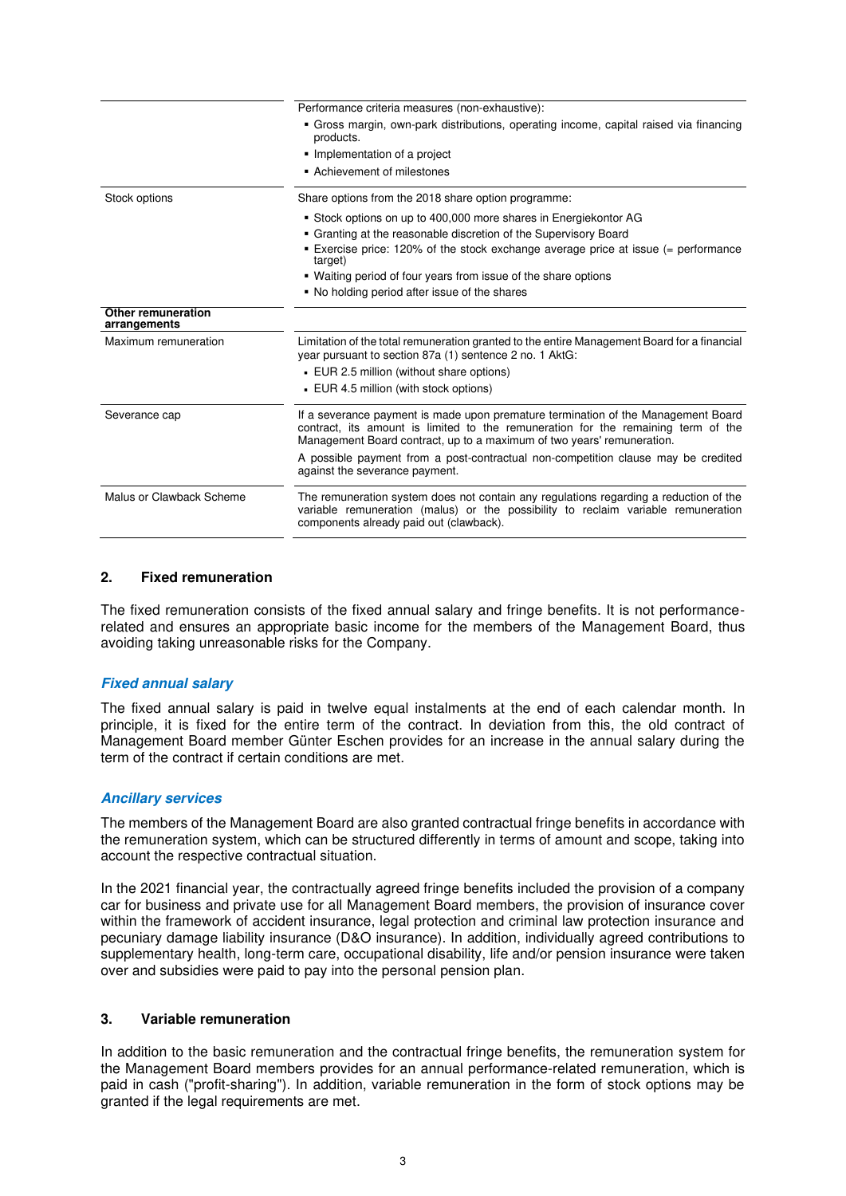| | |
|---|---|
| | Performance criteria measures (non-exhaustive):<br>▪ Gross margin, own-park distributions, operating income, capital raised via financing products.<br>▪ Implementation of a project<br>▪ Achievement of milestones |
| Stock options | Share options from the 2018 share option programme:<br>▪ Stock options on up to 400,000 more shares in Energiekontor AG<br>▪ Granting at the reasonable discretion of the Supervisory Board<br>▪ Exercise price: 120% of the stock exchange average price at issue (= performance target)<br>▪ Waiting period of four years from issue of the share options<br>▪ No holding period after issue of the shares |
| **Other remuneration arrangements** | |
| Maximum remuneration | Limitation of the total remuneration granted to the entire Management Board for a financial year pursuant to section 87a (1) sentence 2 no. 1 AktG:<br>▪ EUR 2.5 million (without share options)<br>▪ EUR 4.5 million (with stock options) |
| Severance cap | If a severance payment is made upon premature termination of the Management Board contract, its amount is limited to the remuneration for the remaining term of the Management Board contract, up to a maximum of two years' remuneration.<br>A possible payment from a post-contractual non-competition clause may be credited against the severance payment. |
| Malus or Clawback Scheme | The remuneration system does not contain any regulations regarding a reduction of the variable remuneration (malus) or the possibility to reclaim variable remuneration components already paid out (clawback). |

## 2. Fixed remuneration

The fixed remuneration consists of the fixed annual salary and fringe benefits. It is not performance-related and ensures an appropriate basic income for the members of the Management Board, thus avoiding taking unreasonable risks for the Company.

### *Fixed annual salary*

The fixed annual salary is paid in twelve equal instalments at the end of each calendar month. In principle, it is fixed for the entire term of the contract. In deviation from this, the old contract of Management Board member Günter Eschen provides for an increase in the annual salary during the term of the contract if certain conditions are met.

### *Ancillary services*

The members of the Management Board are also granted contractual fringe benefits in accordance with the remuneration system, which can be structured differently in terms of amount and scope, taking into account the respective contractual situation.

In the 2021 financial year, the contractually agreed fringe benefits included the provision of a company car for business and private use for all Management Board members, the provision of insurance cover within the framework of accident insurance, legal protection and criminal law protection insurance and pecuniary damage liability insurance (D&O insurance). In addition, individually agreed contributions to supplementary health, long-term care, occupational disability, life and/or pension insurance were taken over and subsidies were paid to pay into the personal pension plan.

## 3. Variable remuneration

In addition to the basic remuneration and the contractual fringe benefits, the remuneration system for the Management Board members provides for an annual performance-related remuneration, which is paid in cash ("profit-sharing"). In addition, variable remuneration in the form of stock options may be granted if the legal requirements are met.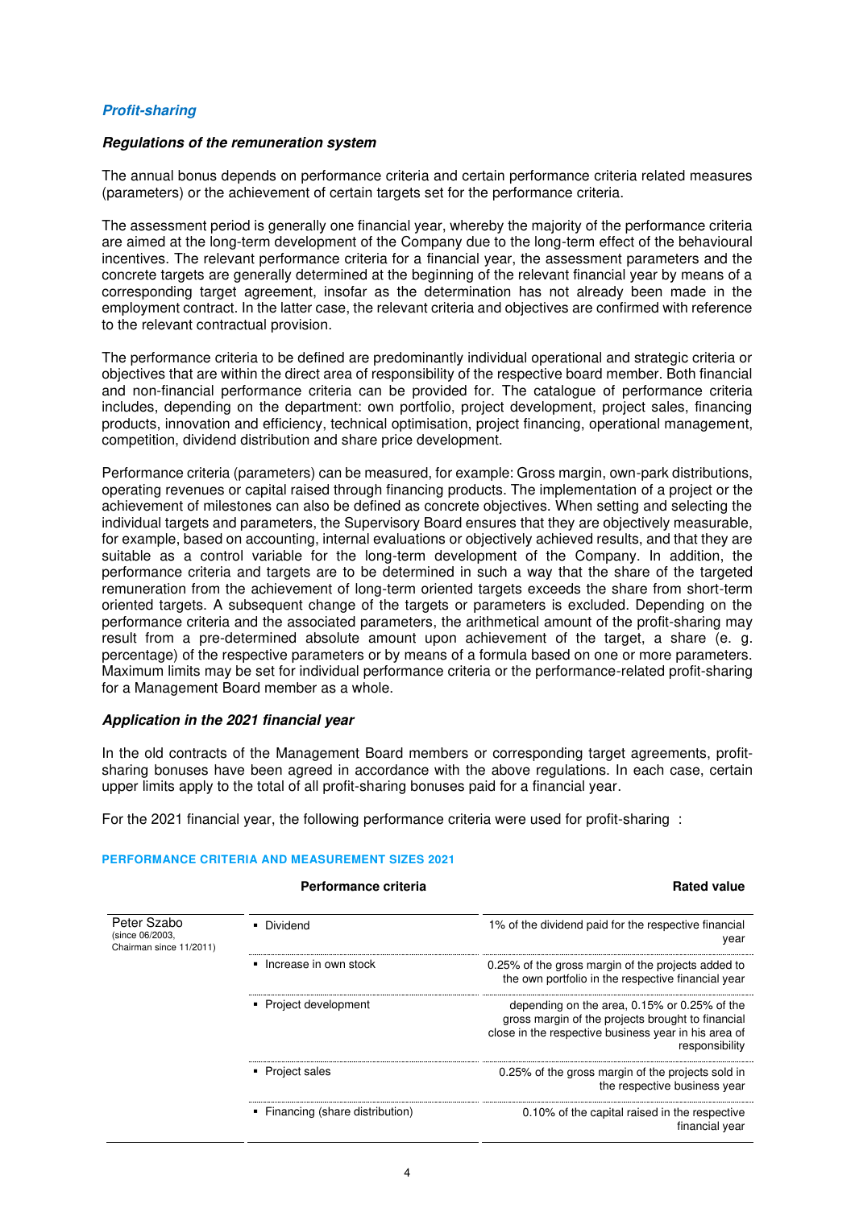### *Profit-sharing*

#### *Regulations of the remuneration system*

The annual bonus depends on performance criteria and certain performance criteria related measures (parameters) or the achievement of certain targets set for the performance criteria.

The assessment period is generally one financial year, whereby the majority of the performance criteria are aimed at the long-term development of the Company due to the long-term effect of the behavioural incentives. The relevant performance criteria for a financial year, the assessment parameters and the concrete targets are generally determined at the beginning of the relevant financial year by means of a corresponding target agreement, insofar as the determination has not already been made in the employment contract. In the latter case, the relevant criteria and objectives are confirmed with reference to the relevant contractual provision.

The performance criteria to be defined are predominantly individual operational and strategic criteria or objectives that are within the direct area of responsibility of the respective board member. Both financial and non-financial performance criteria can be provided for. The catalogue of performance criteria includes, depending on the department: own portfolio, project development, project sales, financing products, innovation and efficiency, technical optimisation, project financing, operational management, competition, dividend distribution and share price development.

Performance criteria (parameters) can be measured, for example: Gross margin, own-park distributions, operating revenues or capital raised through financing products. The implementation of a project or the achievement of milestones can also be defined as concrete objectives. When setting and selecting the individual targets and parameters, the Supervisory Board ensures that they are objectively measurable, for example, based on accounting, internal evaluations or objectively achieved results, and that they are suitable as a control variable for the long-term development of the Company. In addition, the performance criteria and targets are to be determined in such a way that the share of the targeted remuneration from the achievement of long-term oriented targets exceeds the share from short-term oriented targets. A subsequent change of the targets or parameters is excluded. Depending on the performance criteria and the associated parameters, the arithmetical amount of the profit-sharing may result from a pre-determined absolute amount upon achievement of the target, a share (e. g. percentage) of the respective parameters or by means of a formula based on one or more parameters. Maximum limits may be set for individual performance criteria or the performance-related profit-sharing for a Management Board member as a whole.

#### *Application in the 2021 financial year*

In the old contracts of the Management Board members or corresponding target agreements, profit-sharing bonuses have been agreed in accordance with the above regulations. In each case, certain upper limits apply to the total of all profit-sharing bonuses paid for a financial year.

For the 2021 financial year, the following performance criteria were used for profit-sharing :

**PERFORMANCE CRITERIA AND MEASUREMENT SIZES 2021**

| | Performance criteria | Rated value |
|---|---|---|
| Peter Szabo (since 06/2003, Chairman since 11/2011) | Dividend | 1% of the dividend paid for the respective financial year |
| | Increase in own stock | 0.25% of the gross margin of the projects added to the own portfolio in the respective financial year |
| | Project development | depending on the area, 0.15% or 0.25% of the gross margin of the projects brought to financial close in the respective business year in his area of responsibility |
| | Project sales | 0.25% of the gross margin of the projects sold in the respective business year |
| | Financing (share distribution) | 0.10% of the capital raised in the respective financial year |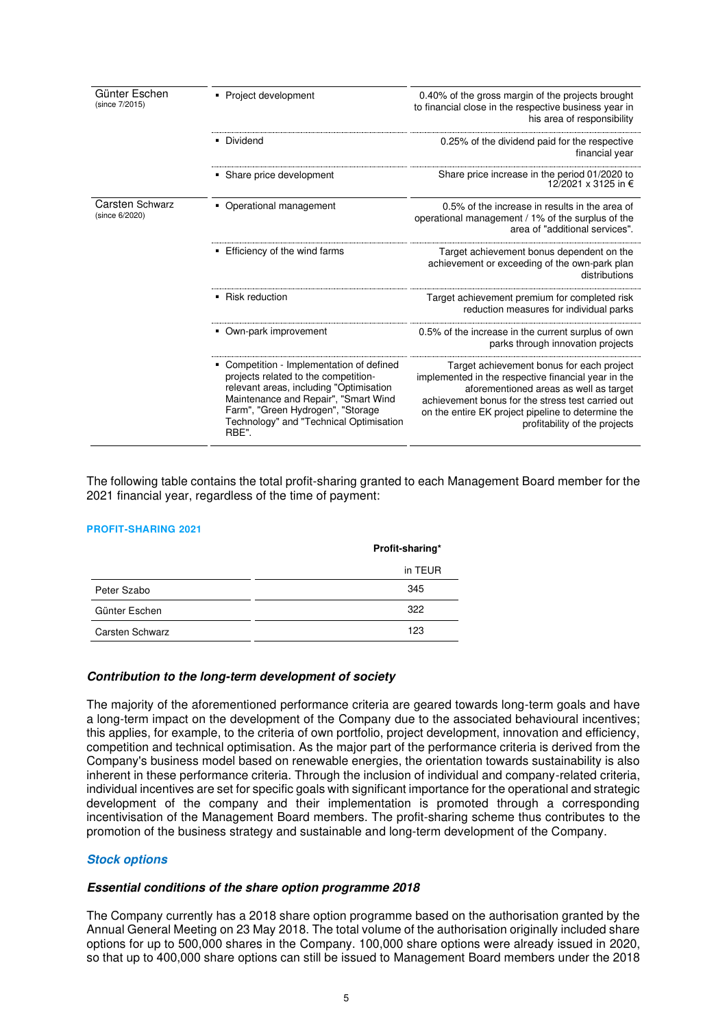| | | |
|---|---|---|
| Günter Eschen (since 7/2015) | ▪ Project development | 0.40% of the gross margin of the projects brought to financial close in the respective business year in his area of responsibility |
| | ▪ Dividend | 0.25% of the dividend paid for the respective financial year |
| | ▪ Share price development | Share price increase in the period 01/2020 to 12/2021 x 3125 in € |
| Carsten Schwarz (since 6/2020) | ▪ Operational management | 0.5% of the increase in results in the area of operational management / 1% of the surplus of the area of "additional services". |
| | ▪ Efficiency of the wind farms | Target achievement bonus dependent on the achievement or exceeding of the own-park plan distributions |
| | ▪ Risk reduction | Target achievement premium for completed risk reduction measures for individual parks |
| | ▪ Own-park improvement | 0.5% of the increase in the current surplus of own parks through innovation projects |
| | ▪ Competition - Implementation of defined projects related to the competition-relevant areas, including "Optimisation Maintenance and Repair", "Smart Wind Farm", "Green Hydrogen", "Storage Technology" and "Technical Optimisation RBE". | Target achievement bonus for each project implemented in the respective financial year in the aforementioned areas as well as target achievement bonus for the stress test carried out on the entire EK project pipeline to determine the profitability of the projects |

The following table contains the total profit-sharing granted to each Management Board member for the 2021 financial year, regardless of the time of payment:

**PROFIT-SHARING 2021**

| | Profit-sharing* |
|---|---|
| | in TEUR |
| Peter Szabo | 345 |
| Günter Eschen | 322 |
| Carsten Schwarz | 123 |

***Contribution to the long-term development of society***

The majority of the aforementioned performance criteria are geared towards long-term goals and have a long-term impact on the development of the Company due to the associated behavioural incentives; this applies, for example, to the criteria of own portfolio, project development, innovation and efficiency, competition and technical optimisation. As the major part of the performance criteria is derived from the Company's business model based on renewable energies, the orientation towards sustainability is also inherent in these performance criteria. Through the inclusion of individual and company-related criteria, individual incentives are set for specific goals with significant importance for the operational and strategic development of the company and their implementation is promoted through a corresponding incentivisation of the Management Board members. The profit-sharing scheme thus contributes to the promotion of the business strategy and sustainable and long-term development of the Company.

***Stock options***

***Essential conditions of the share option programme 2018***

The Company currently has a 2018 share option programme based on the authorisation granted by the Annual General Meeting on 23 May 2018. The total volume of the authorisation originally included share options for up to 500,000 shares in the Company. 100,000 share options were already issued in 2020, so that up to 400,000 share options can still be issued to Management Board members under the 2018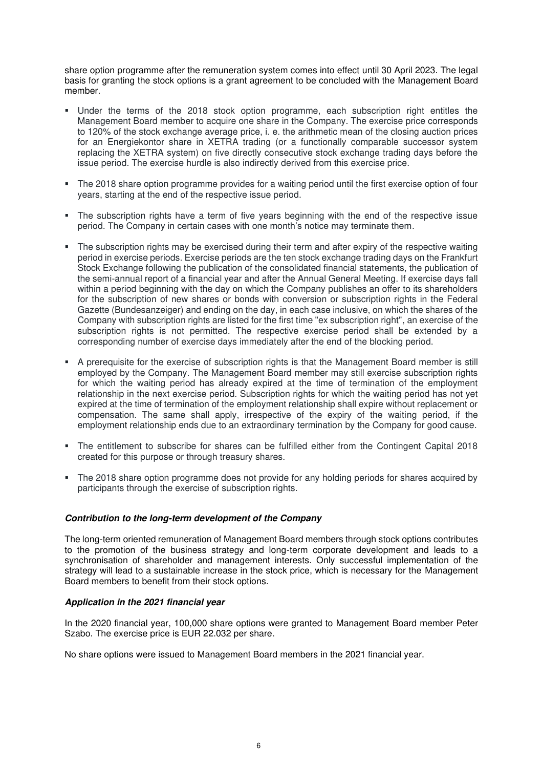share option programme after the remuneration system comes into effect until 30 April 2023. The legal basis for granting the stock options is a grant agreement to be concluded with the Management Board member.

- Under the terms of the 2018 stock option programme, each subscription right entitles the Management Board member to acquire one share in the Company. The exercise price corresponds to 120% of the stock exchange average price, i. e. the arithmetic mean of the closing auction prices for an Energiekontor share in XETRA trading (or a functionally comparable successor system replacing the XETRA system) on five directly consecutive stock exchange trading days before the issue period. The exercise hurdle is also indirectly derived from this exercise price.
- The 2018 share option programme provides for a waiting period until the first exercise option of four years, starting at the end of the respective issue period.
- The subscription rights have a term of five years beginning with the end of the respective issue period. The Company in certain cases with one month's notice may terminate them.
- The subscription rights may be exercised during their term and after expiry of the respective waiting period in exercise periods. Exercise periods are the ten stock exchange trading days on the Frankfurt Stock Exchange following the publication of the consolidated financial statements, the publication of the semi-annual report of a financial year and after the Annual General Meeting. If exercise days fall within a period beginning with the day on which the Company publishes an offer to its shareholders for the subscription of new shares or bonds with conversion or subscription rights in the Federal Gazette (Bundesanzeiger) and ending on the day, in each case inclusive, on which the shares of the Company with subscription rights are listed for the first time "ex subscription right", an exercise of the subscription rights is not permitted. The respective exercise period shall be extended by a corresponding number of exercise days immediately after the end of the blocking period.
- A prerequisite for the exercise of subscription rights is that the Management Board member is still employed by the Company. The Management Board member may still exercise subscription rights for which the waiting period has already expired at the time of termination of the employment relationship in the next exercise period. Subscription rights for which the waiting period has not yet expired at the time of termination of the employment relationship shall expire without replacement or compensation. The same shall apply, irrespective of the expiry of the waiting period, if the employment relationship ends due to an extraordinary termination by the Company for good cause.
- The entitlement to subscribe for shares can be fulfilled either from the Contingent Capital 2018 created for this purpose or through treasury shares.
- The 2018 share option programme does not provide for any holding periods for shares acquired by participants through the exercise of subscription rights.

***Contribution to the long-term development of the Company***

The long-term oriented remuneration of Management Board members through stock options contributes to the promotion of the business strategy and long-term corporate development and leads to a synchronisation of shareholder and management interests. Only successful implementation of the strategy will lead to a sustainable increase in the stock price, which is necessary for the Management Board members to benefit from their stock options.

***Application in the 2021 financial year***

In the 2020 financial year, 100,000 share options were granted to Management Board member Peter Szabo. The exercise price is EUR 22.032 per share.

No share options were issued to Management Board members in the 2021 financial year.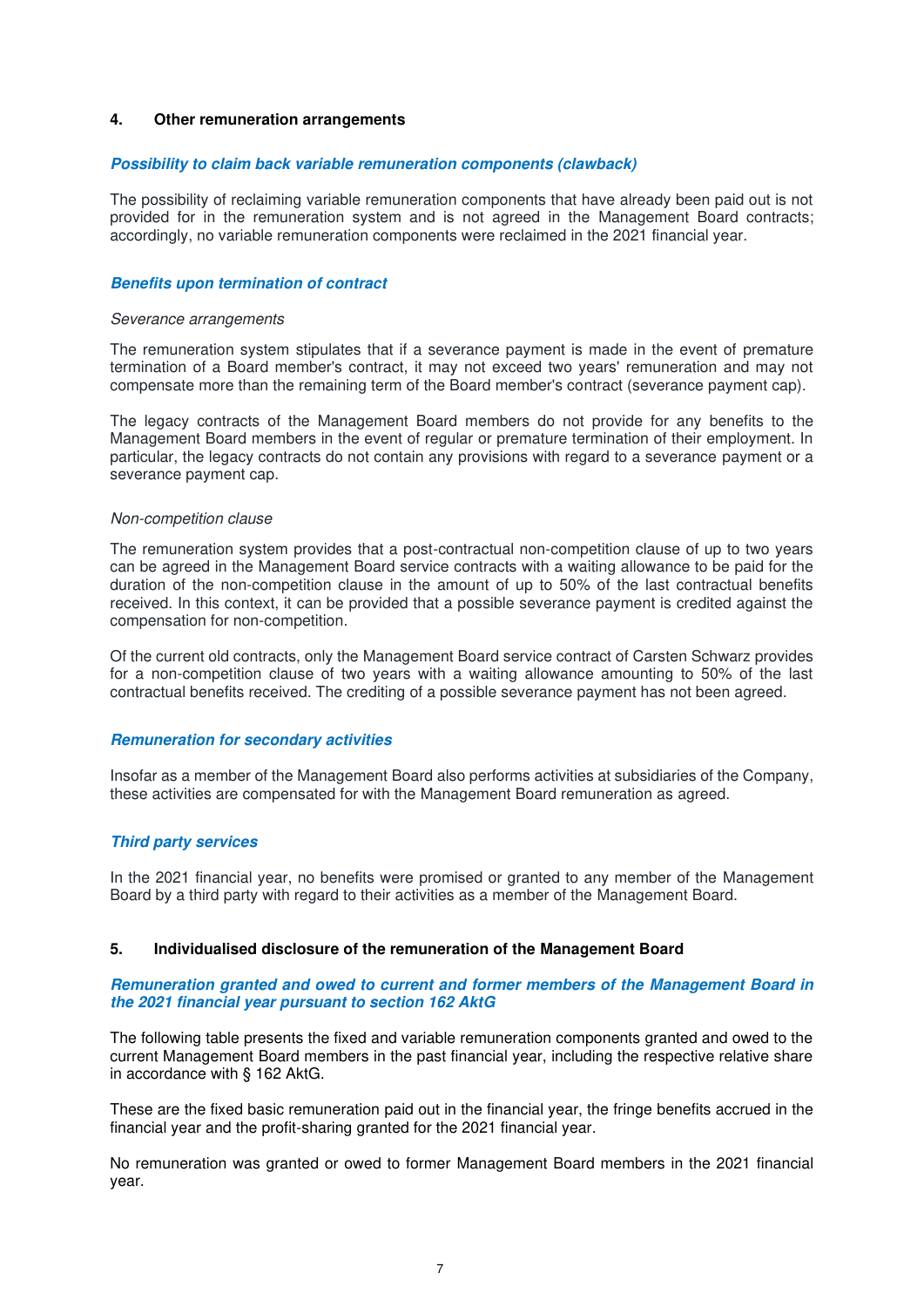## 4. Other remuneration arrangements

### *Possibility to claim back variable remuneration components (clawback)*

The possibility of reclaiming variable remuneration components that have already been paid out is not provided for in the remuneration system and is not agreed in the Management Board contracts; accordingly, no variable remuneration components were reclaimed in the 2021 financial year.

### *Benefits upon termination of contract*

*Severance arrangements*

The remuneration system stipulates that if a severance payment is made in the event of premature termination of a Board member's contract, it may not exceed two years' remuneration and may not compensate more than the remaining term of the Board member's contract (severance payment cap).

The legacy contracts of the Management Board members do not provide for any benefits to the Management Board members in the event of regular or premature termination of their employment. In particular, the legacy contracts do not contain any provisions with regard to a severance payment or a severance payment cap.

*Non-competition clause*

The remuneration system provides that a post-contractual non-competition clause of up to two years can be agreed in the Management Board service contracts with a waiting allowance to be paid for the duration of the non-competition clause in the amount of up to 50% of the last contractual benefits received. In this context, it can be provided that a possible severance payment is credited against the compensation for non-competition.

Of the current old contracts, only the Management Board service contract of Carsten Schwarz provides for a non-competition clause of two years with a waiting allowance amounting to 50% of the last contractual benefits received. The crediting of a possible severance payment has not been agreed.

### *Remuneration for secondary activities*

Insofar as a member of the Management Board also performs activities at subsidiaries of the Company, these activities are compensated for with the Management Board remuneration as agreed.

### *Third party services*

In the 2021 financial year, no benefits were promised or granted to any member of the Management Board by a third party with regard to their activities as a member of the Management Board.

## 5. Individualised disclosure of the remuneration of the Management Board

### *Remuneration granted and owed to current and former members of the Management Board in the 2021 financial year pursuant to section 162 AktG*

The following table presents the fixed and variable remuneration components granted and owed to the current Management Board members in the past financial year, including the respective relative share in accordance with § 162 AktG.

These are the fixed basic remuneration paid out in the financial year, the fringe benefits accrued in the financial year and the profit-sharing granted for the 2021 financial year.

No remuneration was granted or owed to former Management Board members in the 2021 financial year.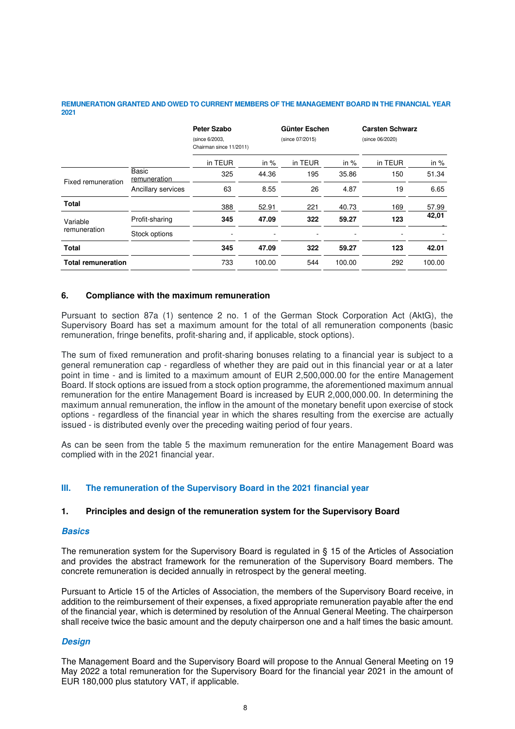**REMUNERATION GRANTED AND OWED TO CURRENT MEMBERS OF THE MANAGEMENT BOARD IN THE FINANCIAL YEAR 2021**

| | | **Peter Szabo** (since 6/2003, Chairman since 11/2011) | | **Günter Eschen** (since 07/2015) | | **Carsten Schwarz** (since 06/2020) | |
|---|---|---|---|---|---|---|---|
| | | in TEUR | in % | in TEUR | in % | in TEUR | in % |
| Fixed remuneration | Basic remuneration | 325 | 44.36 | 195 | 35.86 | 150 | 51.34 |
| | Ancillary services | 63 | 8.55 | 26 | 4.87 | 19 | 6.65 |
| **Total** | | 388 | 52.91 | 221 | 40.73 | 169 | 57.99 |
| Variable remuneration | Profit-sharing | **345** | **47.09** | **322** | **59.27** | **123** | **42,01** |
| | Stock options | - | - | - | - | - | - |
| **Total** | | **345** | **47.09** | **322** | **59.27** | **123** | **42.01** |
| **Total remuneration** | | 733 | 100.00 | 544 | 100.00 | 292 | 100.00 |

### 6. Compliance with the maximum remuneration

Pursuant to section 87a (1) sentence 2 no. 1 of the German Stock Corporation Act (AktG), the Supervisory Board has set a maximum amount for the total of all remuneration components (basic remuneration, fringe benefits, profit-sharing and, if applicable, stock options).

The sum of fixed remuneration and profit-sharing bonuses relating to a financial year is subject to a general remuneration cap - regardless of whether they are paid out in this financial year or at a later point in time - and is limited to a maximum amount of EUR 2,500,000.00 for the entire Management Board. If stock options are issued from a stock option programme, the aforementioned maximum annual remuneration for the entire Management Board is increased by EUR 2,000,000.00. In determining the maximum annual remuneration, the inflow in the amount of the monetary benefit upon exercise of stock options - regardless of the financial year in which the shares resulting from the exercise are actually issued - is distributed evenly over the preceding waiting period of four years.

As can be seen from the table 5 the maximum remuneration for the entire Management Board was complied with in the 2021 financial year.

## III. The remuneration of the Supervisory Board in the 2021 financial year

### 1. Principles and design of the remuneration system for the Supervisory Board

***Basics***

The remuneration system for the Supervisory Board is regulated in § 15 of the Articles of Association and provides the abstract framework for the remuneration of the Supervisory Board members. The concrete remuneration is decided annually in retrospect by the general meeting.

Pursuant to Article 15 of the Articles of Association, the members of the Supervisory Board receive, in addition to the reimbursement of their expenses, a fixed appropriate remuneration payable after the end of the financial year, which is determined by resolution of the Annual General Meeting. The chairperson shall receive twice the basic amount and the deputy chairperson one and a half times the basic amount.

***Design***

The Management Board and the Supervisory Board will propose to the Annual General Meeting on 19 May 2022 a total remuneration for the Supervisory Board for the financial year 2021 in the amount of EUR 180,000 plus statutory VAT, if applicable.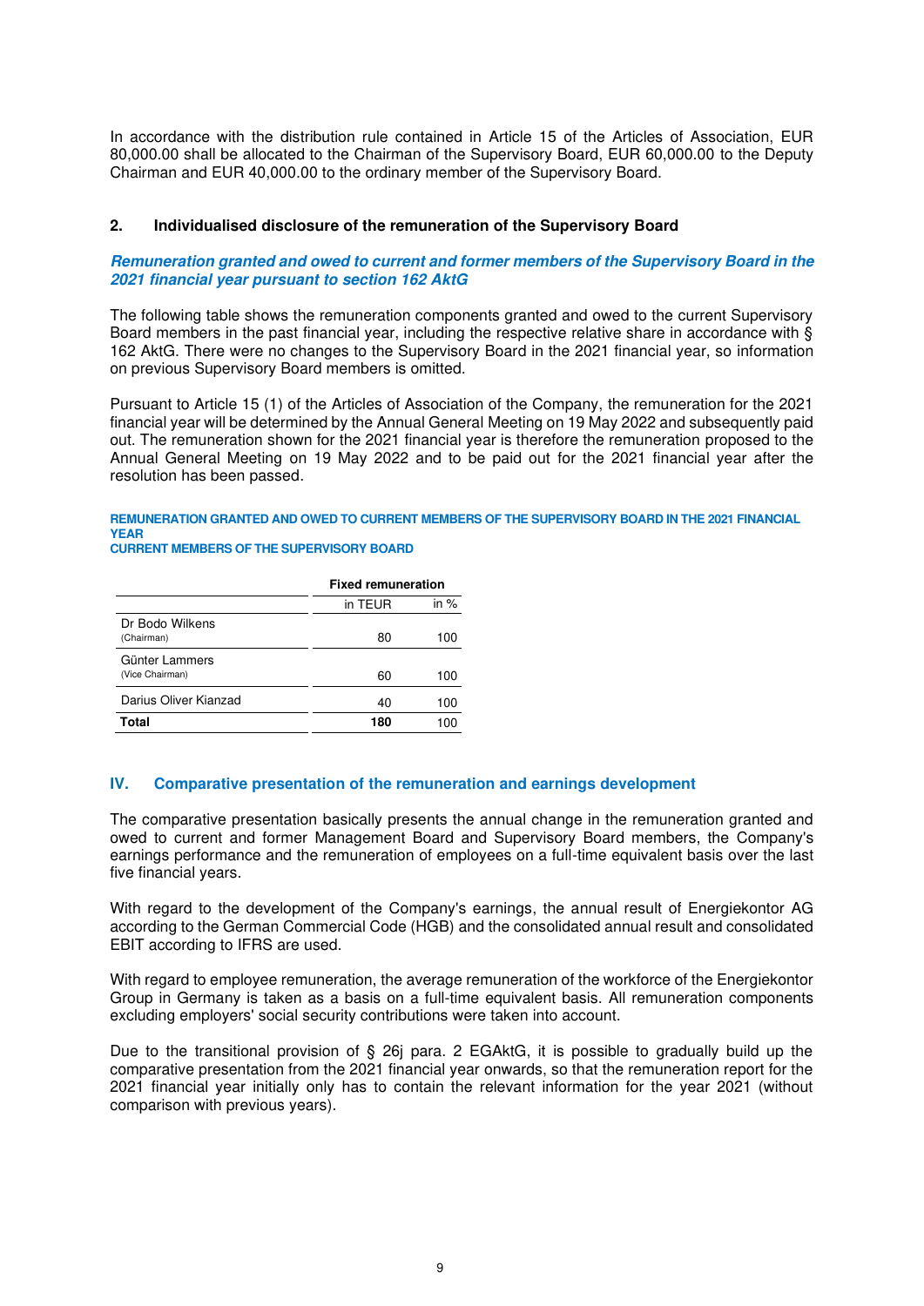In accordance with the distribution rule contained in Article 15 of the Articles of Association, EUR 80,000.00 shall be allocated to the Chairman of the Supervisory Board, EUR 60,000.00 to the Deputy Chairman and EUR 40,000.00 to the ordinary member of the Supervisory Board.

### 2. Individualised disclosure of the remuneration of the Supervisory Board

***Remuneration granted and owed to current and former members of the Supervisory Board in the 2021 financial year pursuant to section 162 AktG***

The following table shows the remuneration components granted and owed to the current Supervisory Board members in the past financial year, including the respective relative share in accordance with § 162 AktG. There were no changes to the Supervisory Board in the 2021 financial year, so information on previous Supervisory Board members is omitted.

Pursuant to Article 15 (1) of the Articles of Association of the Company, the remuneration for the 2021 financial year will be determined by the Annual General Meeting on 19 May 2022 and subsequently paid out. The remuneration shown for the 2021 financial year is therefore the remuneration proposed to the Annual General Meeting on 19 May 2022 and to be paid out for the 2021 financial year after the resolution has been passed.

**REMUNERATION GRANTED AND OWED TO CURRENT MEMBERS OF THE SUPERVISORY BOARD IN THE 2021 FINANCIAL YEAR**
**CURRENT MEMBERS OF THE SUPERVISORY BOARD**

| | Fixed remuneration | |
|---|---|---|
| | in TEUR | in % |
| Dr Bodo Wilkens (Chairman) | 80 | 100 |
| Günter Lammers (Vice Chairman) | 60 | 100 |
| Darius Oliver Kianzad | 40 | 100 |
| **Total** | **180** | 100 |

## IV. Comparative presentation of the remuneration and earnings development

The comparative presentation basically presents the annual change in the remuneration granted and owed to current and former Management Board and Supervisory Board members, the Company's earnings performance and the remuneration of employees on a full-time equivalent basis over the last five financial years.

With regard to the development of the Company's earnings, the annual result of Energiekontor AG according to the German Commercial Code (HGB) and the consolidated annual result and consolidated EBIT according to IFRS are used.

With regard to employee remuneration, the average remuneration of the workforce of the Energiekontor Group in Germany is taken as a basis on a full-time equivalent basis. All remuneration components excluding employers' social security contributions were taken into account.

Due to the transitional provision of § 26j para. 2 EGAktG, it is possible to gradually build up the comparative presentation from the 2021 financial year onwards, so that the remuneration report for the 2021 financial year initially only has to contain the relevant information for the year 2021 (without comparison with previous years).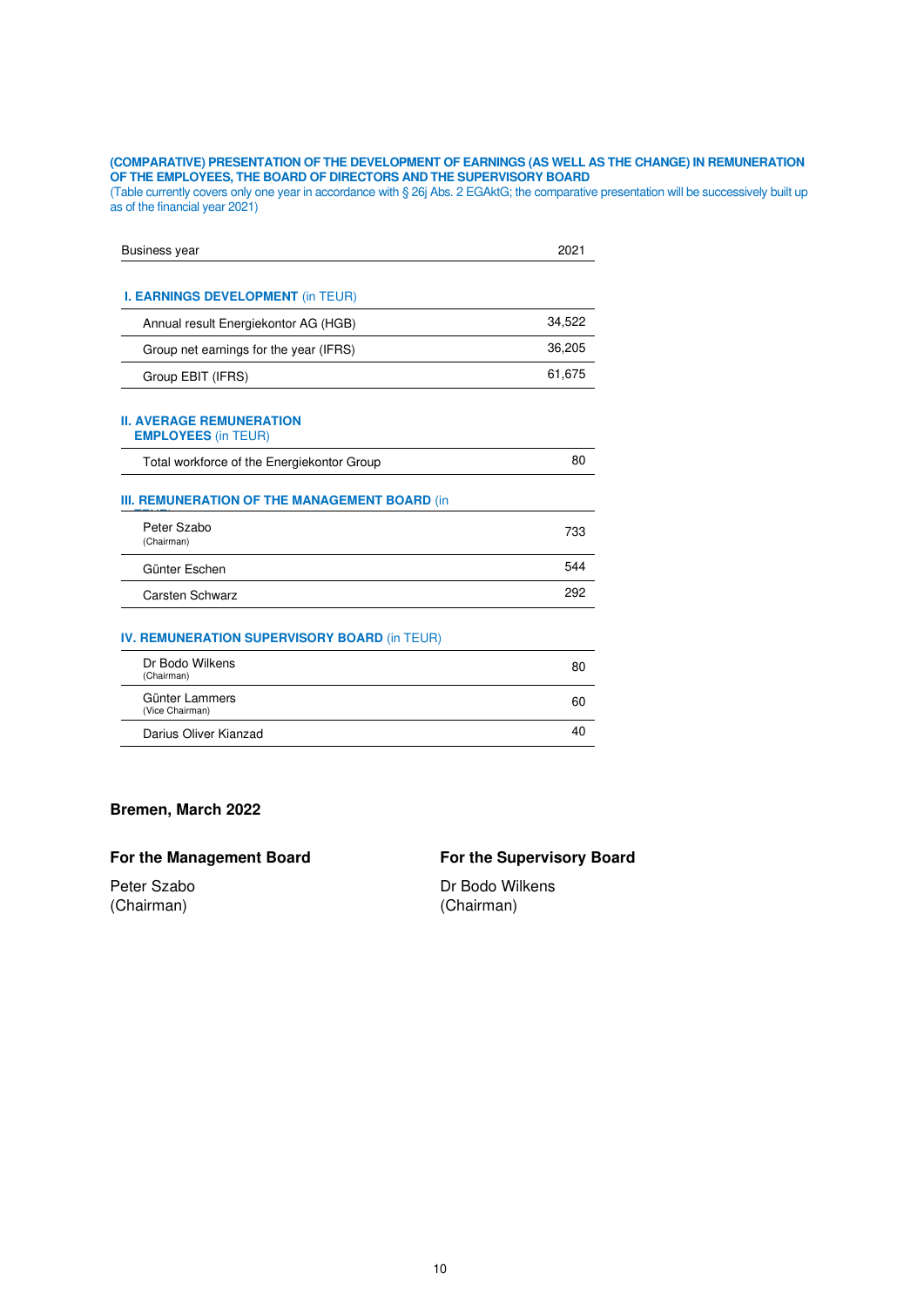**(COMPARATIVE) PRESENTATION OF THE DEVELOPMENT OF EARNINGS (AS WELL AS THE CHANGE) IN REMUNERATION OF THE EMPLOYEES, THE BOARD OF DIRECTORS AND THE SUPERVISORY BOARD**
(Table currently covers only one year in accordance with § 26j Abs. 2 EGAktG; the comparative presentation will be successively built up as of the financial year 2021)

| Business year | 2021 |
|---|---|
| **I. EARNINGS DEVELOPMENT** (in TEUR) | |
| Annual result Energiekontor AG (HGB) | 34,522 |
| Group net earnings for the year (IFRS) | 36,205 |
| Group EBIT (IFRS) | 61,675 |
| **II. AVERAGE REMUNERATION EMPLOYEES** (in TEUR) | |
| Total workforce of the Energiekontor Group | 80 |
| **III. REMUNERATION OF THE MANAGEMENT BOARD** (in TEUR) | |
| Peter Szabo (Chairman) | 733 |
| Günter Eschen | 544 |
| Carsten Schwarz | 292 |
| **IV. REMUNERATION SUPERVISORY BOARD** (in TEUR) | |
| Dr Bodo Wilkens (Chairman) | 80 |
| Günter Lammers (Vice Chairman) | 60 |
| Darius Oliver Kianzad | 40 |

**Bremen, March 2022**

**For the Management Board**

Peter Szabo
(Chairman)

**For the Supervisory Board**

Dr Bodo Wilkens
(Chairman)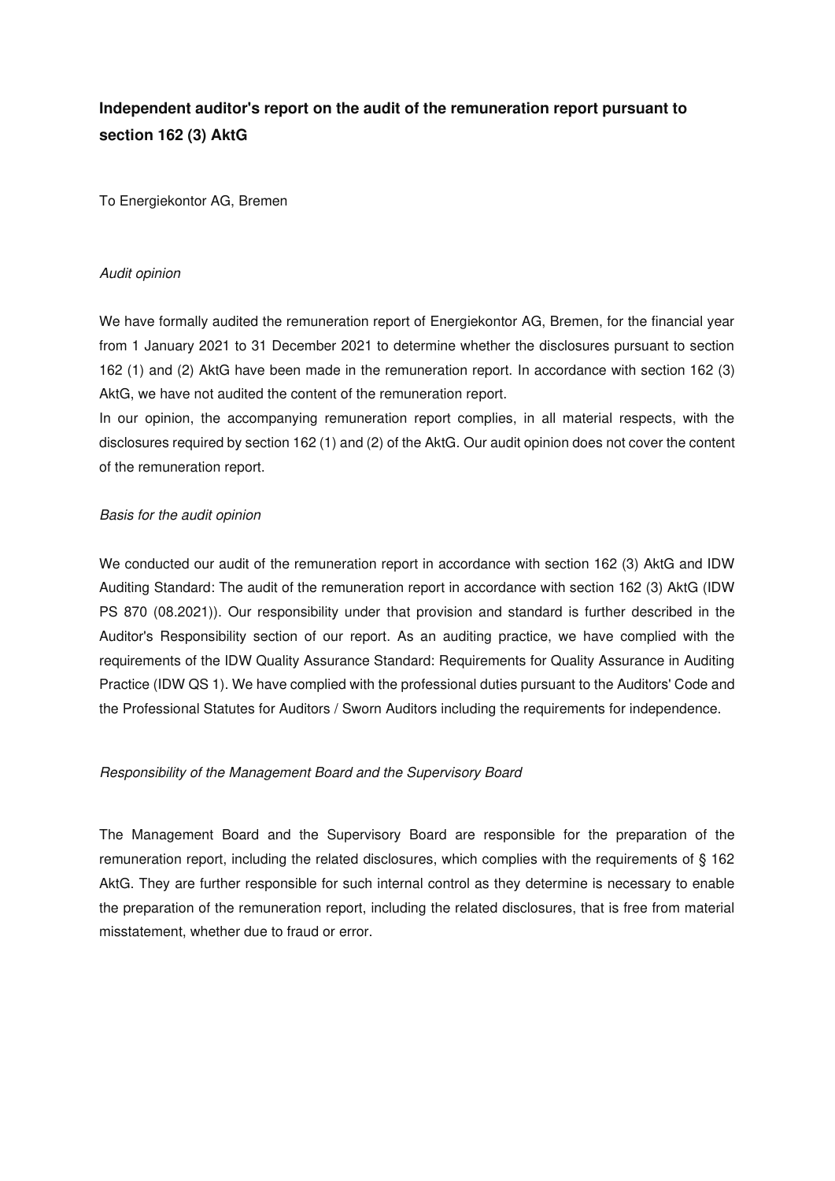## Independent auditor's report on the audit of the remuneration report pursuant to section 162 (3) AktG

To Energiekontor AG, Bremen

*Audit opinion*

We have formally audited the remuneration report of Energiekontor AG, Bremen, for the financial year from 1 January 2021 to 31 December 2021 to determine whether the disclosures pursuant to section 162 (1) and (2) AktG have been made in the remuneration report. In accordance with section 162 (3) AktG, we have not audited the content of the remuneration report.

In our opinion, the accompanying remuneration report complies, in all material respects, with the disclosures required by section 162 (1) and (2) of the AktG. Our audit opinion does not cover the content of the remuneration report.

*Basis for the audit opinion*

We conducted our audit of the remuneration report in accordance with section 162 (3) AktG and IDW Auditing Standard: The audit of the remuneration report in accordance with section 162 (3) AktG (IDW PS 870 (08.2021)). Our responsibility under that provision and standard is further described in the Auditor's Responsibility section of our report. As an auditing practice, we have complied with the requirements of the IDW Quality Assurance Standard: Requirements for Quality Assurance in Auditing Practice (IDW QS 1). We have complied with the professional duties pursuant to the Auditors' Code and the Professional Statutes for Auditors / Sworn Auditors including the requirements for independence.

*Responsibility of the Management Board and the Supervisory Board*

The Management Board and the Supervisory Board are responsible for the preparation of the remuneration report, including the related disclosures, which complies with the requirements of § 162 AktG. They are further responsible for such internal control as they determine is necessary to enable the preparation of the remuneration report, including the related disclosures, that is free from material misstatement, whether due to fraud or error.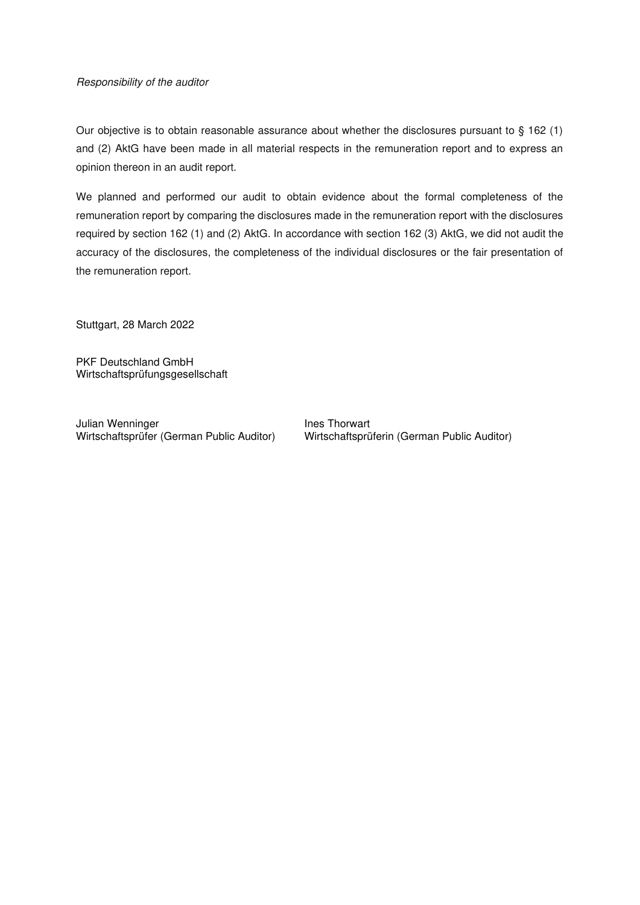*Responsibility of the auditor*

Our objective is to obtain reasonable assurance about whether the disclosures pursuant to § 162 (1) and (2) AktG have been made in all material respects in the remuneration report and to express an opinion thereon in an audit report.

We planned and performed our audit to obtain evidence about the formal completeness of the remuneration report by comparing the disclosures made in the remuneration report with the disclosures required by section 162 (1) and (2) AktG. In accordance with section 162 (3) AktG, we did not audit the accuracy of the disclosures, the completeness of the individual disclosures or the fair presentation of the remuneration report.

Stuttgart, 28 March 2022

PKF Deutschland GmbH
Wirtschaftsprüfungsgesellschaft

Julian Wenninger
Wirtschaftsprüfer (German Public Auditor)

Ines Thorwart
Wirtschaftsprüferin (German Public Auditor)